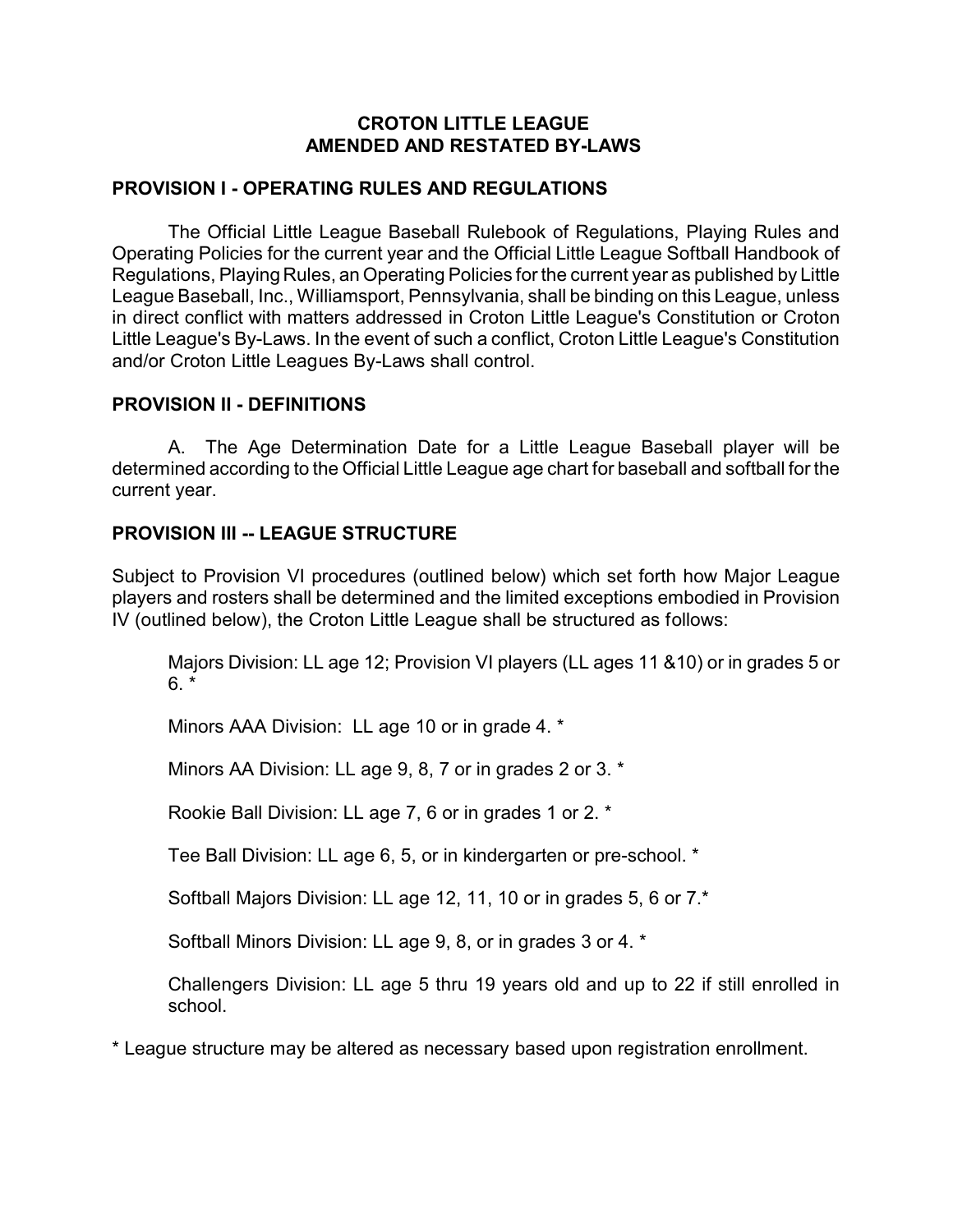# CROTON LITTLE LEAGUE
# AMENDED AND RESTATED BY-LAWS

## PROVISION I - OPERATING RULES AND REGULATIONS

The Official Little League Baseball Rulebook of Regulations, Playing Rules and Operating Policies for the current year and the Official Little League Softball Handbook of Regulations, Playing Rules, an Operating Policies for the current year as published by Little League Baseball, Inc., Williamsport, Pennsylvania, shall be binding on this League, unless in direct conflict with matters addressed in Croton Little League's Constitution or Croton Little League's By-Laws. In the event of such a conflict, Croton Little League's Constitution and/or Croton Little Leagues By-Laws shall control.

## PROVISION II - DEFINITIONS

A. The Age Determination Date for a Little League Baseball player will be determined according to the Official Little League age chart for baseball and softball for the current year.

## PROVISION III -- LEAGUE STRUCTURE

Subject to Provision VI procedures (outlined below) which set forth how Major League players and rosters shall be determined and the limited exceptions embodied in Provision IV (outlined below), the Croton Little League shall be structured as follows:

Majors Division: LL age 12; Provision VI players (LL ages 11 &10) or in grades 5 or 6. *

Minors AAA Division: LL age 10 or in grade 4. *

Minors AA Division: LL age 9, 8, 7 or in grades 2 or 3. *

Rookie Ball Division: LL age 7, 6 or in grades 1 or 2. *

Tee Ball Division: LL age 6, 5, or in kindergarten or pre-school. *

Softball Majors Division: LL age 12, 11, 10 or in grades 5, 6 or 7.*

Softball Minors Division: LL age 9, 8, or in grades 3 or 4. *

Challengers Division: LL age 5 thru 19 years old and up to 22 if still enrolled in school.

* League structure may be altered as necessary based upon registration enrollment.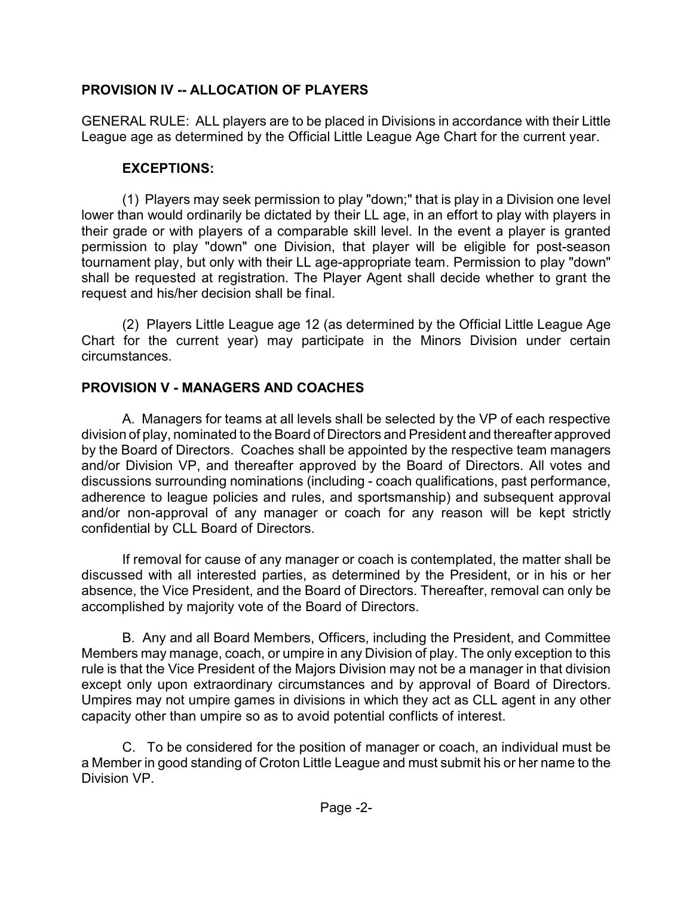## PROVISION IV -- ALLOCATION OF PLAYERS

GENERAL RULE: ALL players are to be placed in Divisions in accordance with their Little League age as determined by the Official Little League Age Chart for the current year.

### EXCEPTIONS:

(1) Players may seek permission to play "down;" that is play in a Division one level lower than would ordinarily be dictated by their LL age, in an effort to play with players in their grade or with players of a comparable skill level. In the event a player is granted permission to play "down" one Division, that player will be eligible for post-season tournament play, but only with their LL age-appropriate team. Permission to play "down" shall be requested at registration. The Player Agent shall decide whether to grant the request and his/her decision shall be final.

(2) Players Little League age 12 (as determined by the Official Little League Age Chart for the current year) may participate in the Minors Division under certain circumstances.

## PROVISION V - MANAGERS AND COACHES

A. Managers for teams at all levels shall be selected by the VP of each respective division of play, nominated to the Board of Directors and President and thereafter approved by the Board of Directors. Coaches shall be appointed by the respective team managers and/or Division VP, and thereafter approved by the Board of Directors. All votes and discussions surrounding nominations (including - coach qualifications, past performance, adherence to league policies and rules, and sportsmanship) and subsequent approval and/or non-approval of any manager or coach for any reason will be kept strictly confidential by CLL Board of Directors.

If removal for cause of any manager or coach is contemplated, the matter shall be discussed with all interested parties, as determined by the President, or in his or her absence, the Vice President, and the Board of Directors. Thereafter, removal can only be accomplished by majority vote of the Board of Directors.

B. Any and all Board Members, Officers, including the President, and Committee Members may manage, coach, or umpire in any Division of play. The only exception to this rule is that the Vice President of the Majors Division may not be a manager in that division except only upon extraordinary circumstances and by approval of Board of Directors. Umpires may not umpire games in divisions in which they act as CLL agent in any other capacity other than umpire so as to avoid potential conflicts of interest.

C. To be considered for the position of manager or coach, an individual must be a Member in good standing of Croton Little League and must submit his or her name to the Division VP.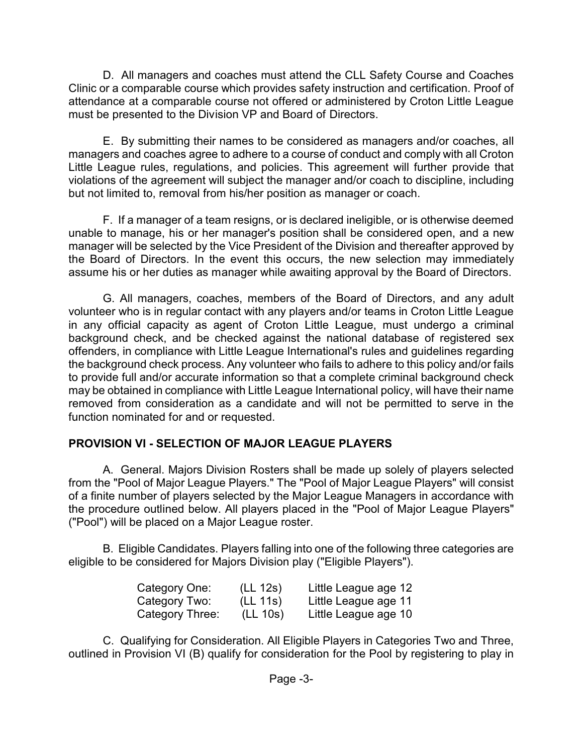D. All managers and coaches must attend the CLL Safety Course and Coaches Clinic or a comparable course which provides safety instruction and certification. Proof of attendance at a comparable course not offered or administered by Croton Little League must be presented to the Division VP and Board of Directors.

E. By submitting their names to be considered as managers and/or coaches, all managers and coaches agree to adhere to a course of conduct and comply with all Croton Little League rules, regulations, and policies. This agreement will further provide that violations of the agreement will subject the manager and/or coach to discipline, including but not limited to, removal from his/her position as manager or coach.

F. If a manager of a team resigns, or is declared ineligible, or is otherwise deemed unable to manage, his or her manager's position shall be considered open, and a new manager will be selected by the Vice President of the Division and thereafter approved by the Board of Directors. In the event this occurs, the new selection may immediately assume his or her duties as manager while awaiting approval by the Board of Directors.

G. All managers, coaches, members of the Board of Directors, and any adult volunteer who is in regular contact with any players and/or teams in Croton Little League in any official capacity as agent of Croton Little League, must undergo a criminal background check, and be checked against the national database of registered sex offenders, in compliance with Little League International's rules and guidelines regarding the background check process. Any volunteer who fails to adhere to this policy and/or fails to provide full and/or accurate information so that a complete criminal background check may be obtained in compliance with Little League International policy, will have their name removed from consideration as a candidate and will not be permitted to serve in the function nominated for and or requested.

## PROVISION VI - SELECTION OF MAJOR LEAGUE PLAYERS

A. General. Majors Division Rosters shall be made up solely of players selected from the "Pool of Major League Players." The "Pool of Major League Players" will consist of a finite number of players selected by the Major League Managers in accordance with the procedure outlined below. All players placed in the "Pool of Major League Players" ("Pool") will be placed on a Major League roster.

B. Eligible Candidates. Players falling into one of the following three categories are eligible to be considered for Majors Division play ("Eligible Players").

| | | |
|---|---|---|
| Category One: | (LL 12s) | Little League age 12 |
| Category Two: | (LL 11s) | Little League age 11 |
| Category Three: | (LL 10s) | Little League age 10 |

C. Qualifying for Consideration. All Eligible Players in Categories Two and Three, outlined in Provision VI (B) qualify for consideration for the Pool by registering to play in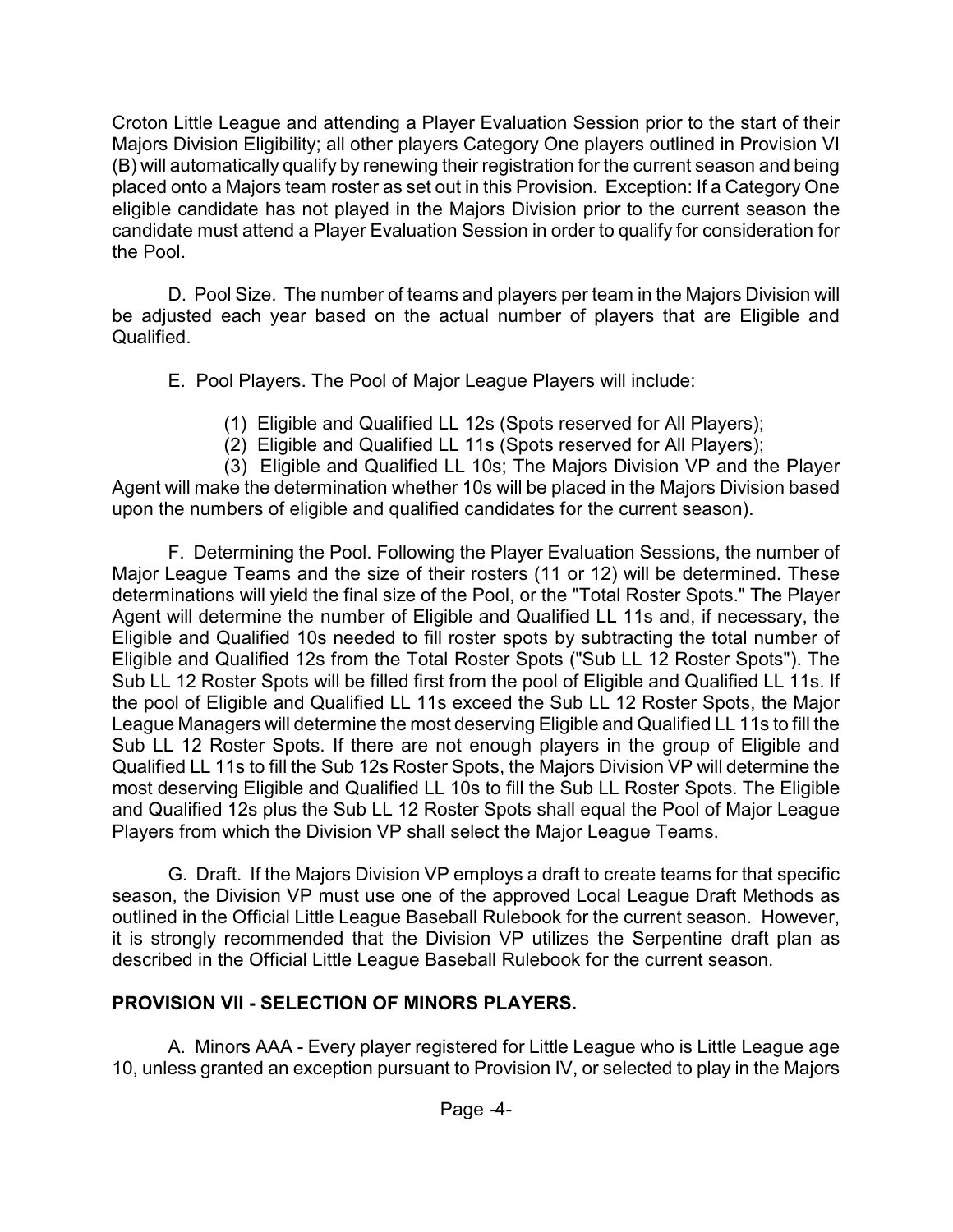Croton Little League and attending a Player Evaluation Session prior to the start of their Majors Division Eligibility; all other players Category One players outlined in Provision VI (B) will automatically qualify by renewing their registration for the current season and being placed onto a Majors team roster as set out in this Provision. Exception: If a Category One eligible candidate has not played in the Majors Division prior to the current season the candidate must attend a Player Evaluation Session in order to qualify for consideration for the Pool.

D. Pool Size. The number of teams and players per team in the Majors Division will be adjusted each year based on the actual number of players that are Eligible and Qualified.

E. Pool Players. The Pool of Major League Players will include:

(1) Eligible and Qualified LL 12s (Spots reserved for All Players);

(2) Eligible and Qualified LL 11s (Spots reserved for All Players);

(3) Eligible and Qualified LL 10s; The Majors Division VP and the Player Agent will make the determination whether 10s will be placed in the Majors Division based upon the numbers of eligible and qualified candidates for the current season).

F. Determining the Pool. Following the Player Evaluation Sessions, the number of Major League Teams and the size of their rosters (11 or 12) will be determined. These determinations will yield the final size of the Pool, or the "Total Roster Spots." The Player Agent will determine the number of Eligible and Qualified LL 11s and, if necessary, the Eligible and Qualified 10s needed to fill roster spots by subtracting the total number of Eligible and Qualified 12s from the Total Roster Spots ("Sub LL 12 Roster Spots"). The Sub LL 12 Roster Spots will be filled first from the pool of Eligible and Qualified LL 11s. If the pool of Eligible and Qualified LL 11s exceed the Sub LL 12 Roster Spots, the Major League Managers will determine the most deserving Eligible and Qualified LL 11s to fill the Sub LL 12 Roster Spots. If there are not enough players in the group of Eligible and Qualified LL 11s to fill the Sub 12s Roster Spots, the Majors Division VP will determine the most deserving Eligible and Qualified LL 10s to fill the Sub LL Roster Spots. The Eligible and Qualified 12s plus the Sub LL 12 Roster Spots shall equal the Pool of Major League Players from which the Division VP shall select the Major League Teams.

G. Draft. If the Majors Division VP employs a draft to create teams for that specific season, the Division VP must use one of the approved Local League Draft Methods as outlined in the Official Little League Baseball Rulebook for the current season. However, it is strongly recommended that the Division VP utilizes the Serpentine draft plan as described in the Official Little League Baseball Rulebook for the current season.

## PROVISION VII - SELECTION OF MINORS PLAYERS.

A. Minors AAA - Every player registered for Little League who is Little League age 10, unless granted an exception pursuant to Provision IV, or selected to play in the Majors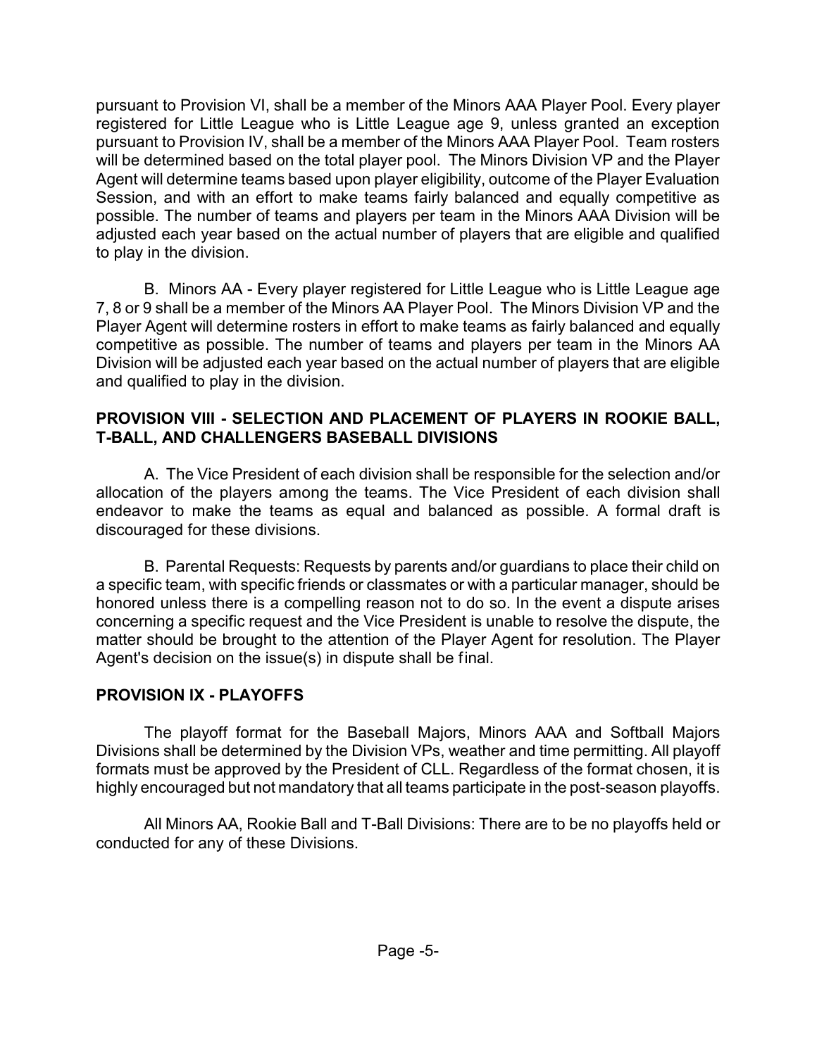pursuant to Provision VI, shall be a member of the Minors AAA Player Pool. Every player registered for Little League who is Little League age 9, unless granted an exception pursuant to Provision IV, shall be a member of the Minors AAA Player Pool. Team rosters will be determined based on the total player pool. The Minors Division VP and the Player Agent will determine teams based upon player eligibility, outcome of the Player Evaluation Session, and with an effort to make teams fairly balanced and equally competitive as possible. The number of teams and players per team in the Minors AAA Division will be adjusted each year based on the actual number of players that are eligible and qualified to play in the division.

B. Minors AA - Every player registered for Little League who is Little League age 7, 8 or 9 shall be a member of the Minors AA Player Pool. The Minors Division VP and the Player Agent will determine rosters in effort to make teams as fairly balanced and equally competitive as possible. The number of teams and players per team in the Minors AA Division will be adjusted each year based on the actual number of players that are eligible and qualified to play in the division.

## PROVISION VIII - SELECTION AND PLACEMENT OF PLAYERS IN ROOKIE BALL, T-BALL, AND CHALLENGERS BASEBALL DIVISIONS

A. The Vice President of each division shall be responsible for the selection and/or allocation of the players among the teams. The Vice President of each division shall endeavor to make the teams as equal and balanced as possible. A formal draft is discouraged for these divisions.

B. Parental Requests: Requests by parents and/or guardians to place their child on a specific team, with specific friends or classmates or with a particular manager, should be honored unless there is a compelling reason not to do so. In the event a dispute arises concerning a specific request and the Vice President is unable to resolve the dispute, the matter should be brought to the attention of the Player Agent for resolution. The Player Agent's decision on the issue(s) in dispute shall be final.

## PROVISION IX - PLAYOFFS

The playoff format for the Baseball Majors, Minors AAA and Softball Majors Divisions shall be determined by the Division VPs, weather and time permitting. All playoff formats must be approved by the President of CLL. Regardless of the format chosen, it is highly encouraged but not mandatory that all teams participate in the post-season playoffs.

All Minors AA, Rookie Ball and T-Ball Divisions: There are to be no playoffs held or conducted for any of these Divisions.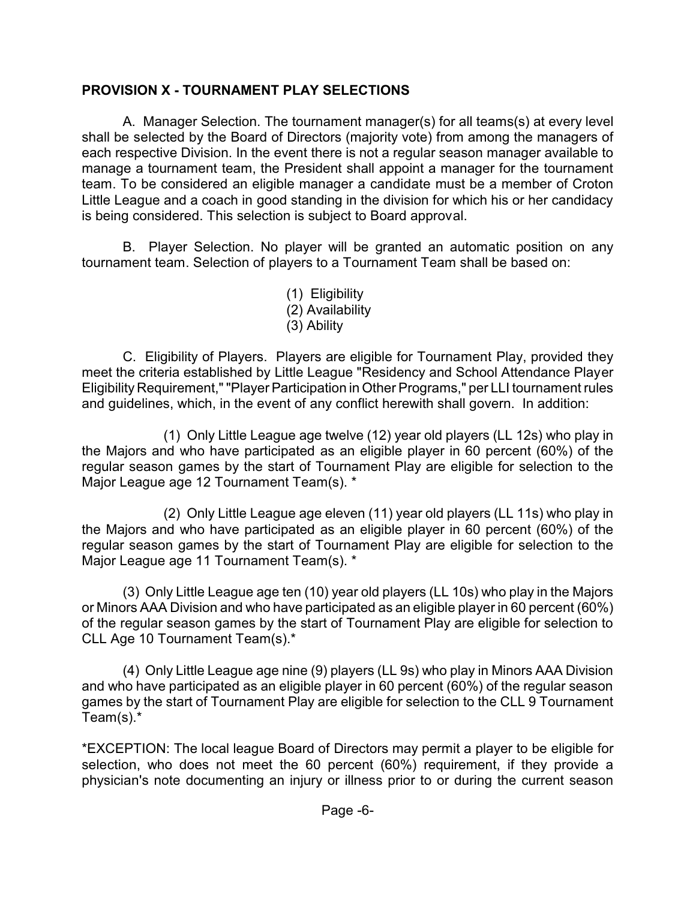## PROVISION X - TOURNAMENT PLAY SELECTIONS

A. Manager Selection. The tournament manager(s) for all teams(s) at every level shall be selected by the Board of Directors (majority vote) from among the managers of each respective Division. In the event there is not a regular season manager available to manage a tournament team, the President shall appoint a manager for the tournament team. To be considered an eligible manager a candidate must be a member of Croton Little League and a coach in good standing in the division for which his or her candidacy is being considered. This selection is subject to Board approval.

B. Player Selection. No player will be granted an automatic position on any tournament team. Selection of players to a Tournament Team shall be based on:

(1) Eligibility
(2) Availability
(3) Ability

C. Eligibility of Players. Players are eligible for Tournament Play, provided they meet the criteria established by Little League "Residency and School Attendance Player Eligibility Requirement," "Player Participation in Other Programs," per LLI tournament rules and guidelines, which, in the event of any conflict herewith shall govern. In addition:

(1) Only Little League age twelve (12) year old players (LL 12s) who play in the Majors and who have participated as an eligible player in 60 percent (60%) of the regular season games by the start of Tournament Play are eligible for selection to the Major League age 12 Tournament Team(s). *

(2) Only Little League age eleven (11) year old players (LL 11s) who play in the Majors and who have participated as an eligible player in 60 percent (60%) of the regular season games by the start of Tournament Play are eligible for selection to the Major League age 11 Tournament Team(s). *

(3) Only Little League age ten (10) year old players (LL 10s) who play in the Majors or Minors AAA Division and who have participated as an eligible player in 60 percent (60%) of the regular season games by the start of Tournament Play are eligible for selection to CLL Age 10 Tournament Team(s).*

(4) Only Little League age nine (9) players (LL 9s) who play in Minors AAA Division and who have participated as an eligible player in 60 percent (60%) of the regular season games by the start of Tournament Play are eligible for selection to the CLL 9 Tournament Team(s).*

*EXCEPTION: The local league Board of Directors may permit a player to be eligible for selection, who does not meet the 60 percent (60%) requirement, if they provide a physician's note documenting an injury or illness prior to or during the current season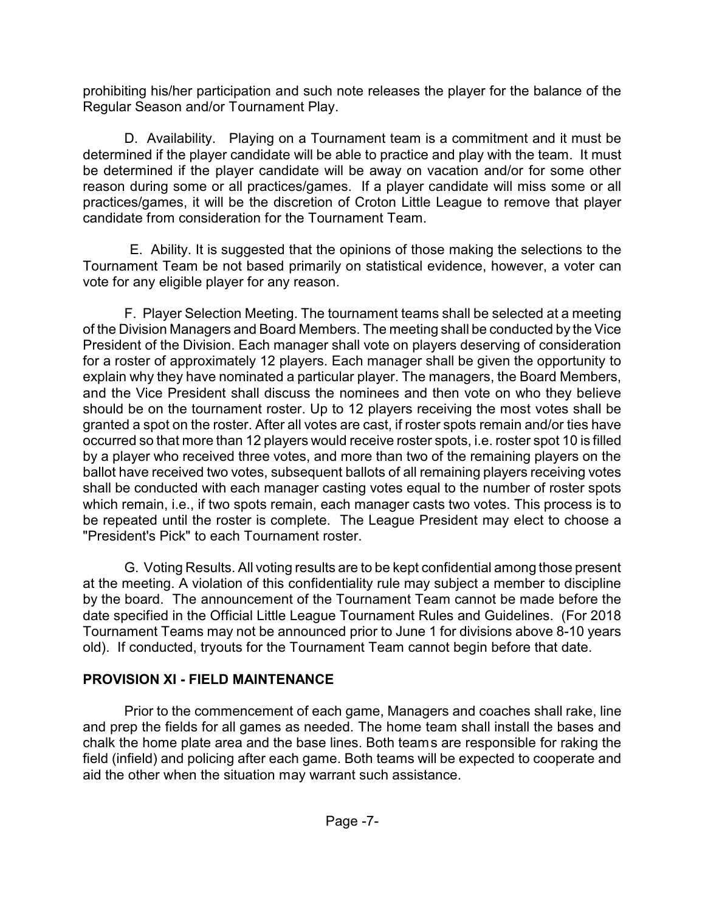prohibiting his/her participation and such note releases the player for the balance of the Regular Season and/or Tournament Play.

D. Availability. Playing on a Tournament team is a commitment and it must be determined if the player candidate will be able to practice and play with the team. It must be determined if the player candidate will be away on vacation and/or for some other reason during some or all practices/games. If a player candidate will miss some or all practices/games, it will be the discretion of Croton Little League to remove that player candidate from consideration for the Tournament Team.

E. Ability. It is suggested that the opinions of those making the selections to the Tournament Team be not based primarily on statistical evidence, however, a voter can vote for any eligible player for any reason.

F. Player Selection Meeting. The tournament teams shall be selected at a meeting of the Division Managers and Board Members. The meeting shall be conducted by the Vice President of the Division. Each manager shall vote on players deserving of consideration for a roster of approximately 12 players. Each manager shall be given the opportunity to explain why they have nominated a particular player. The managers, the Board Members, and the Vice President shall discuss the nominees and then vote on who they believe should be on the tournament roster. Up to 12 players receiving the most votes shall be granted a spot on the roster. After all votes are cast, if roster spots remain and/or ties have occurred so that more than 12 players would receive roster spots, i.e. roster spot 10 is filled by a player who received three votes, and more than two of the remaining players on the ballot have received two votes, subsequent ballots of all remaining players receiving votes shall be conducted with each manager casting votes equal to the number of roster spots which remain, i.e., if two spots remain, each manager casts two votes. This process is to be repeated until the roster is complete. The League President may elect to choose a "President's Pick" to each Tournament roster.

G. Voting Results. All voting results are to be kept confidential among those present at the meeting. A violation of this confidentiality rule may subject a member to discipline by the board. The announcement of the Tournament Team cannot be made before the date specified in the Official Little League Tournament Rules and Guidelines. (For 2018 Tournament Teams may not be announced prior to June 1 for divisions above 8-10 years old). If conducted, tryouts for the Tournament Team cannot begin before that date.

## PROVISION XI - FIELD MAINTENANCE

Prior to the commencement of each game, Managers and coaches shall rake, line and prep the fields for all games as needed. The home team shall install the bases and chalk the home plate area and the base lines. Both teams are responsible for raking the field (infield) and policing after each game. Both teams will be expected to cooperate and aid the other when the situation may warrant such assistance.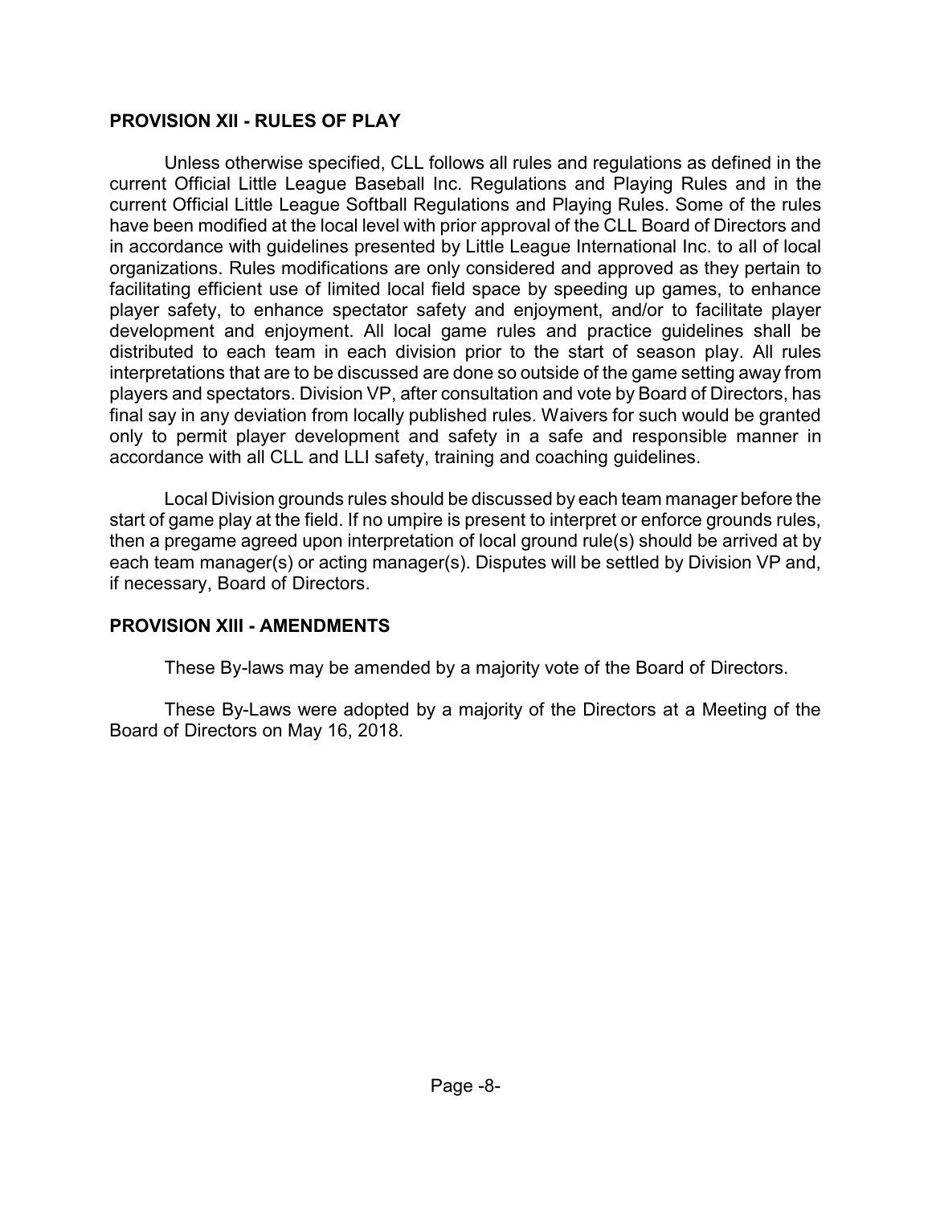## PROVISION XII - RULES OF PLAY

Unless otherwise specified, CLL follows all rules and regulations as defined in the current Official Little League Baseball Inc. Regulations and Playing Rules and in the current Official Little League Softball Regulations and Playing Rules. Some of the rules have been modified at the local level with prior approval of the CLL Board of Directors and in accordance with guidelines presented by Little League International Inc. to all of local organizations. Rules modifications are only considered and approved as they pertain to facilitating efficient use of limited local field space by speeding up games, to enhance player safety, to enhance spectator safety and enjoyment, and/or to facilitate player development and enjoyment. All local game rules and practice guidelines shall be distributed to each team in each division prior to the start of season play. All rules interpretations that are to be discussed are done so outside of the game setting away from players and spectators. Division VP, after consultation and vote by Board of Directors, has final say in any deviation from locally published rules. Waivers for such would be granted only to permit player development and safety in a safe and responsible manner in accordance with all CLL and LLI safety, training and coaching guidelines.

Local Division grounds rules should be discussed by each team manager before the start of game play at the field. If no umpire is present to interpret or enforce grounds rules, then a pregame agreed upon interpretation of local ground rule(s) should be arrived at by each team manager(s) or acting manager(s). Disputes will be settled by Division VP and, if necessary, Board of Directors.

## PROVISION XIII - AMENDMENTS

These By-laws may be amended by a majority vote of the Board of Directors.

These By-Laws were adopted by a majority of the Directors at a Meeting of the Board of Directors on May 16, 2018.